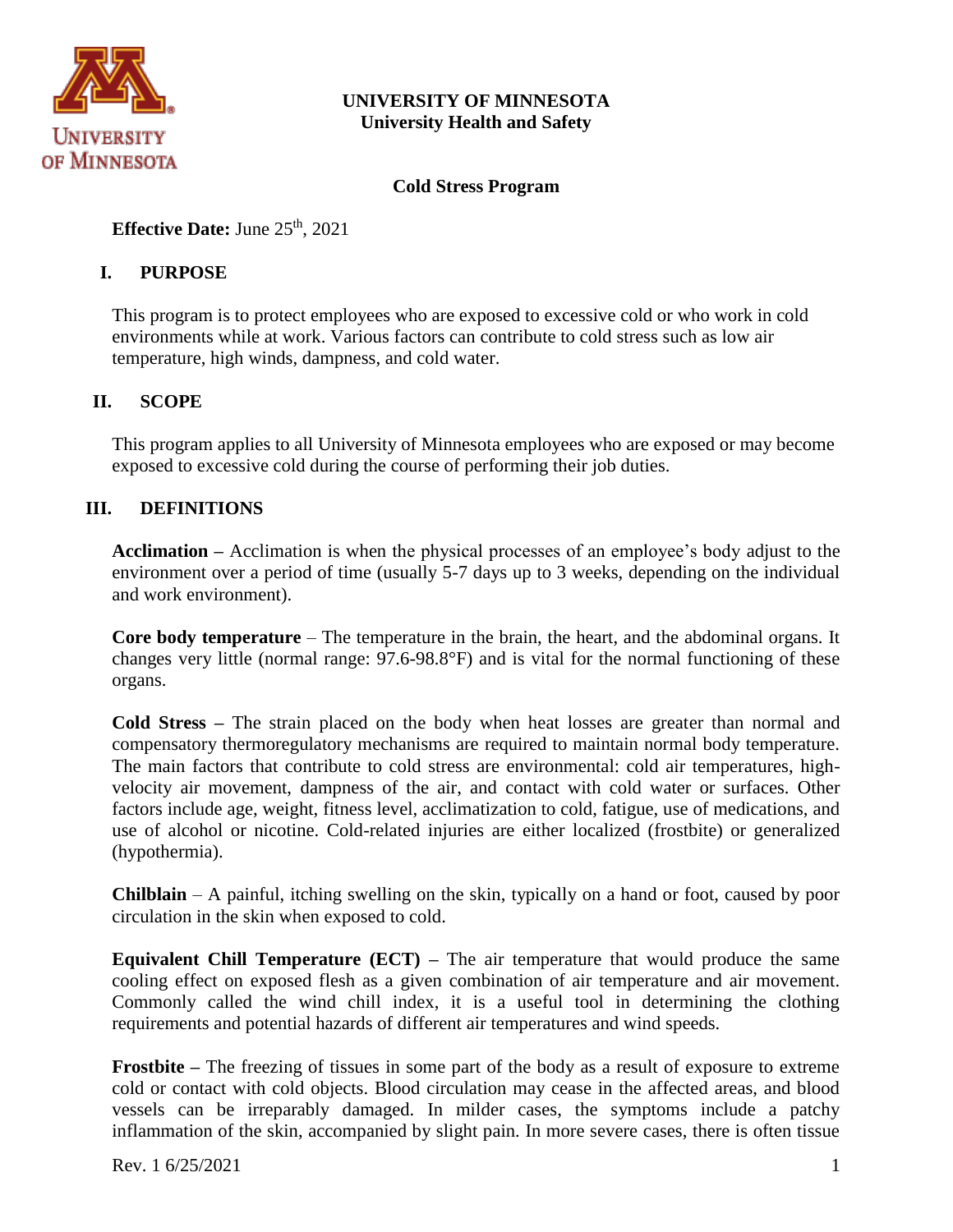**UNIVERSITY OF MINNESOTA**
**University Health and Safety**

# Cold Stress Program

**Effective Date:** June 25th, 2021

## I. PURPOSE

This program is to protect employees who are exposed to excessive cold or who work in cold environments while at work. Various factors can contribute to cold stress such as low air temperature, high winds, dampness, and cold water.

## II. SCOPE

This program applies to all University of Minnesota employees who are exposed or may become exposed to excessive cold during the course of performing their job duties.

## III. DEFINITIONS

**Acclimation –** Acclimation is when the physical processes of an employee's body adjust to the environment over a period of time (usually 5-7 days up to 3 weeks, depending on the individual and work environment).

**Core body temperature** – The temperature in the brain, the heart, and the abdominal organs. It changes very little (normal range: 97.6-98.8°F) and is vital for the normal functioning of these organs.

**Cold Stress –** The strain placed on the body when heat losses are greater than normal and compensatory thermoregulatory mechanisms are required to maintain normal body temperature. The main factors that contribute to cold stress are environmental: cold air temperatures, high-velocity air movement, dampness of the air, and contact with cold water or surfaces. Other factors include age, weight, fitness level, acclimatization to cold, fatigue, use of medications, and use of alcohol or nicotine. Cold-related injuries are either localized (frostbite) or generalized (hypothermia).

**Chilblain** – A painful, itching swelling on the skin, typically on a hand or foot, caused by poor circulation in the skin when exposed to cold.

**Equivalent Chill Temperature (ECT) –** The air temperature that would produce the same cooling effect on exposed flesh as a given combination of air temperature and air movement. Commonly called the wind chill index, it is a useful tool in determining the clothing requirements and potential hazards of different air temperatures and wind speeds.

**Frostbite –** The freezing of tissues in some part of the body as a result of exposure to extreme cold or contact with cold objects. Blood circulation may cease in the affected areas, and blood vessels can be irreparably damaged. In milder cases, the symptoms include a patchy inflammation of the skin, accompanied by slight pain. In more severe cases, there is often tissue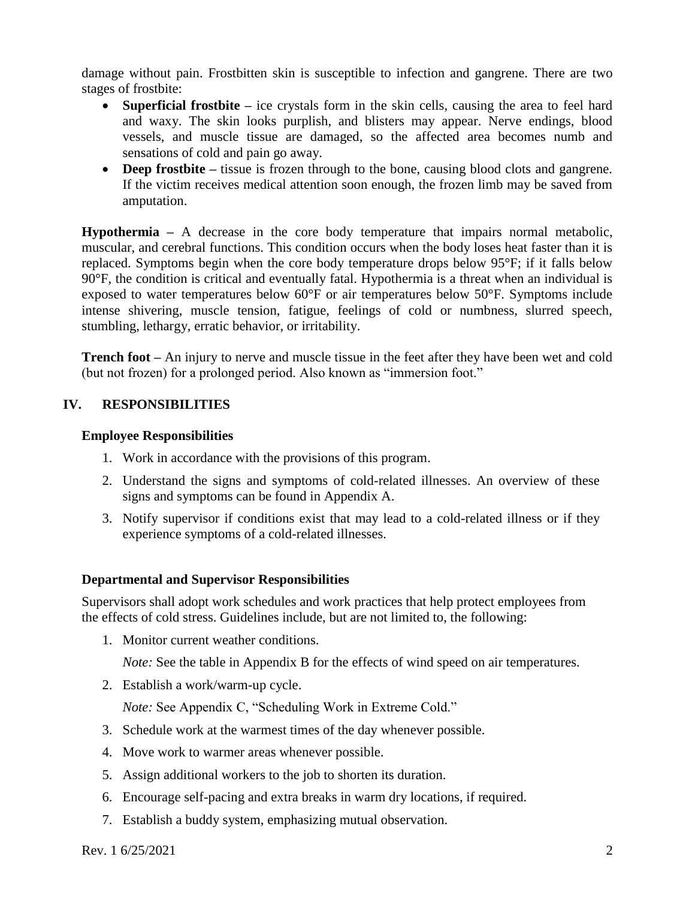damage without pain. Frostbitten skin is susceptible to infection and gangrene. There are two stages of frostbite:

- **Superficial frostbite –** ice crystals form in the skin cells, causing the area to feel hard and waxy. The skin looks purplish, and blisters may appear. Nerve endings, blood vessels, and muscle tissue are damaged, so the affected area becomes numb and sensations of cold and pain go away.
- **Deep frostbite –** tissue is frozen through to the bone, causing blood clots and gangrene. If the victim receives medical attention soon enough, the frozen limb may be saved from amputation.

**Hypothermia –** A decrease in the core body temperature that impairs normal metabolic, muscular, and cerebral functions. This condition occurs when the body loses heat faster than it is replaced. Symptoms begin when the core body temperature drops below 95°F; if it falls below 90°F, the condition is critical and eventually fatal. Hypothermia is a threat when an individual is exposed to water temperatures below 60°F or air temperatures below 50°F. Symptoms include intense shivering, muscle tension, fatigue, feelings of cold or numbness, slurred speech, stumbling, lethargy, erratic behavior, or irritability.

**Trench foot –** An injury to nerve and muscle tissue in the feet after they have been wet and cold (but not frozen) for a prolonged period. Also known as "immersion foot."

## IV. RESPONSIBILITIES

### Employee Responsibilities

1. Work in accordance with the provisions of this program.
2. Understand the signs and symptoms of cold-related illnesses. An overview of these signs and symptoms can be found in Appendix A.
3. Notify supervisor if conditions exist that may lead to a cold-related illness or if they experience symptoms of a cold-related illnesses.

### Departmental and Supervisor Responsibilities

Supervisors shall adopt work schedules and work practices that help protect employees from the effects of cold stress. Guidelines include, but are not limited to, the following:

1. Monitor current weather conditions.

   *Note:* See the table in Appendix B for the effects of wind speed on air temperatures.

2. Establish a work/warm-up cycle.

   *Note:* See Appendix C, "Scheduling Work in Extreme Cold."

3. Schedule work at the warmest times of the day whenever possible.
4. Move work to warmer areas whenever possible.
5. Assign additional workers to the job to shorten its duration.
6. Encourage self-pacing and extra breaks in warm dry locations, if required.
7. Establish a buddy system, emphasizing mutual observation.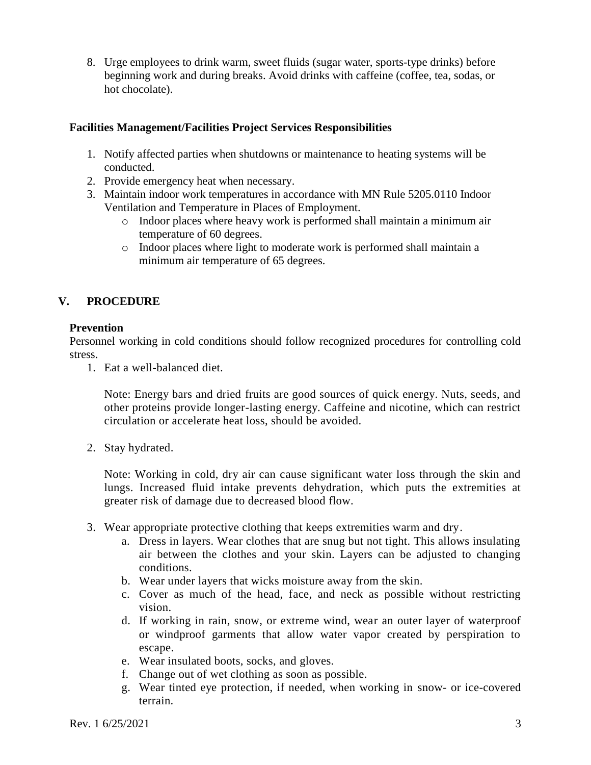8. Urge employees to drink warm, sweet fluids (sugar water, sports-type drinks) before beginning work and during breaks. Avoid drinks with caffeine (coffee, tea, sodas, or hot chocolate).

### Facilities Management/Facilities Project Services Responsibilities

1. Notify affected parties when shutdowns or maintenance to heating systems will be conducted.
2. Provide emergency heat when necessary.
3. Maintain indoor work temperatures in accordance with MN Rule 5205.0110 Indoor Ventilation and Temperature in Places of Employment.
   - Indoor places where heavy work is performed shall maintain a minimum air temperature of 60 degrees.
   - Indoor places where light to moderate work is performed shall maintain a minimum air temperature of 65 degrees.

## V. PROCEDURE

### Prevention

Personnel working in cold conditions should follow recognized procedures for controlling cold stress.

1. Eat a well-balanced diet.

   Note: Energy bars and dried fruits are good sources of quick energy. Nuts, seeds, and other proteins provide longer-lasting energy. Caffeine and nicotine, which can restrict circulation or accelerate heat loss, should be avoided.

2. Stay hydrated.

   Note: Working in cold, dry air can cause significant water loss through the skin and lungs. Increased fluid intake prevents dehydration, which puts the extremities at greater risk of damage due to decreased blood flow.

3. Wear appropriate protective clothing that keeps extremities warm and dry.
   a. Dress in layers. Wear clothes that are snug but not tight. This allows insulating air between the clothes and your skin. Layers can be adjusted to changing conditions.
   b. Wear under layers that wicks moisture away from the skin.
   c. Cover as much of the head, face, and neck as possible without restricting vision.
   d. If working in rain, snow, or extreme wind, wear an outer layer of waterproof or windproof garments that allow water vapor created by perspiration to escape.
   e. Wear insulated boots, socks, and gloves.
   f. Change out of wet clothing as soon as possible.
   g. Wear tinted eye protection, if needed, when working in snow- or ice-covered terrain.

Rev. 1 6/25/2021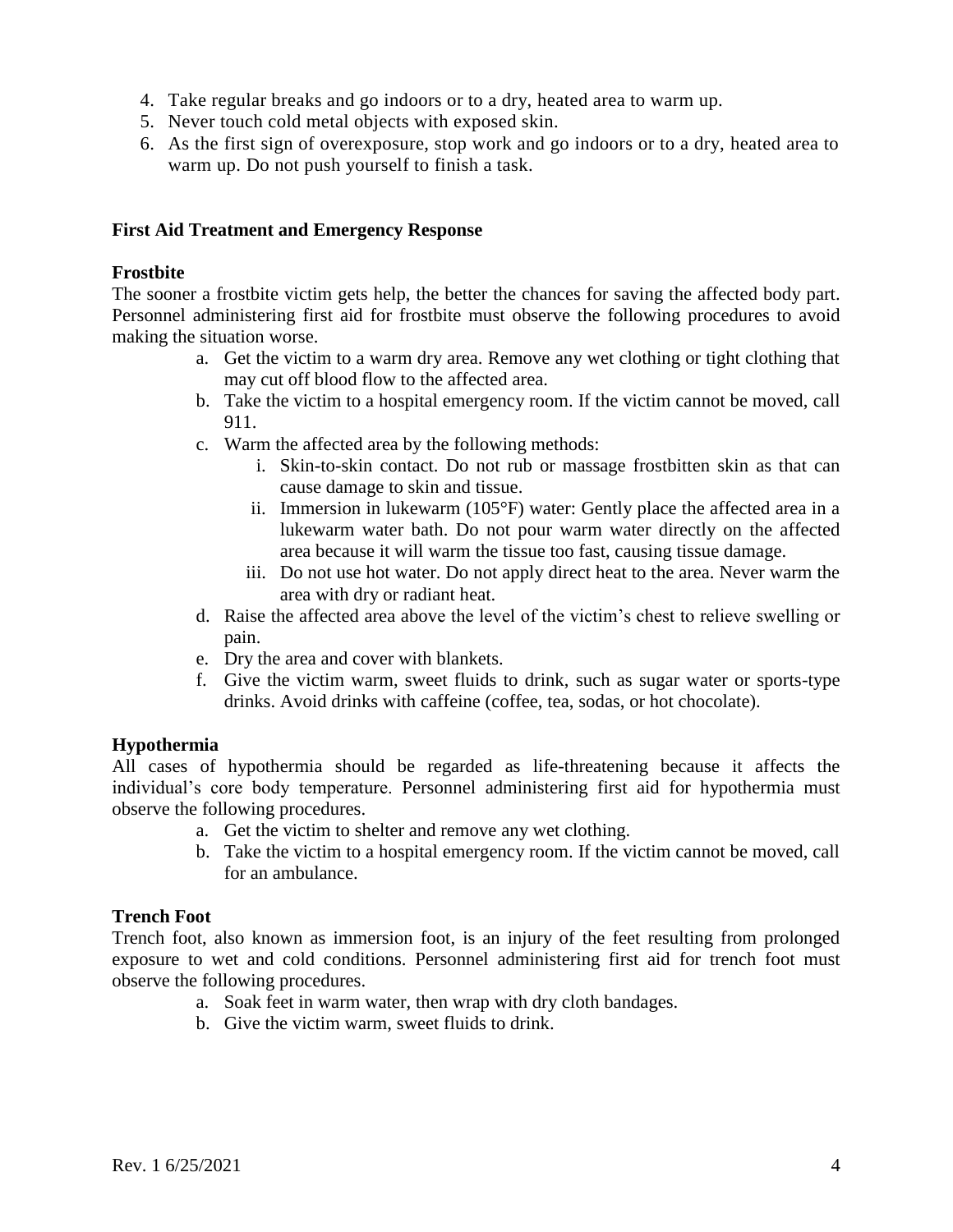4. Take regular breaks and go indoors or to a dry, heated area to warm up.
5. Never touch cold metal objects with exposed skin.
6. As the first sign of overexposure, stop work and go indoors or to a dry, heated area to warm up. Do not push yourself to finish a task.

**First Aid Treatment and Emergency Response**

**Frostbite**

The sooner a frostbite victim gets help, the better the chances for saving the affected body part. Personnel administering first aid for frostbite must observe the following procedures to avoid making the situation worse.

a. Get the victim to a warm dry area. Remove any wet clothing or tight clothing that may cut off blood flow to the affected area.
b. Take the victim to a hospital emergency room. If the victim cannot be moved, call 911.
c. Warm the affected area by the following methods:
    i. Skin-to-skin contact. Do not rub or massage frostbitten skin as that can cause damage to skin and tissue.
    ii. Immersion in lukewarm (105°F) water: Gently place the affected area in a lukewarm water bath. Do not pour warm water directly on the affected area because it will warm the tissue too fast, causing tissue damage.
    iii. Do not use hot water. Do not apply direct heat to the area. Never warm the area with dry or radiant heat.
d. Raise the affected area above the level of the victim's chest to relieve swelling or pain.
e. Dry the area and cover with blankets.
f. Give the victim warm, sweet fluids to drink, such as sugar water or sports-type drinks. Avoid drinks with caffeine (coffee, tea, sodas, or hot chocolate).

**Hypothermia**

All cases of hypothermia should be regarded as life-threatening because it affects the individual's core body temperature. Personnel administering first aid for hypothermia must observe the following procedures.

a. Get the victim to shelter and remove any wet clothing.
b. Take the victim to a hospital emergency room. If the victim cannot be moved, call for an ambulance.

**Trench Foot**

Trench foot, also known as immersion foot, is an injury of the feet resulting from prolonged exposure to wet and cold conditions. Personnel administering first aid for trench foot must observe the following procedures.

a. Soak feet in warm water, then wrap with dry cloth bandages.
b. Give the victim warm, sweet fluids to drink.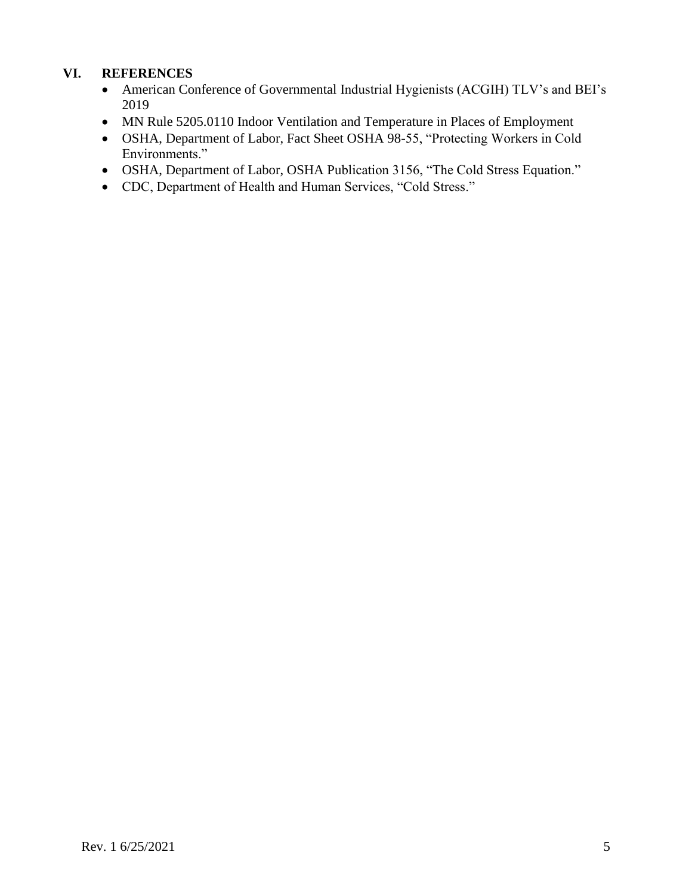## VI. REFERENCES

- American Conference of Governmental Industrial Hygienists (ACGIH) TLV's and BEI's 2019
- MN Rule 5205.0110 Indoor Ventilation and Temperature in Places of Employment
- OSHA, Department of Labor, Fact Sheet OSHA 98-55, "Protecting Workers in Cold Environments."
- OSHA, Department of Labor, OSHA Publication 3156, "The Cold Stress Equation."
- CDC, Department of Health and Human Services, "Cold Stress."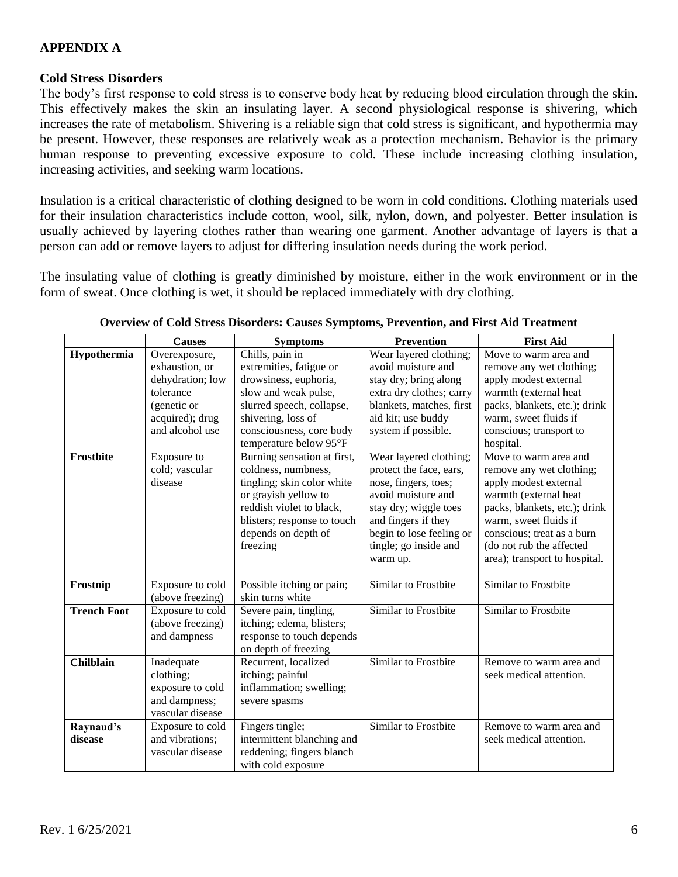## APPENDIX A

### Cold Stress Disorders

The body's first response to cold stress is to conserve body heat by reducing blood circulation through the skin. This effectively makes the skin an insulating layer. A second physiological response is shivering, which increases the rate of metabolism. Shivering is a reliable sign that cold stress is significant, and hypothermia may be present. However, these responses are relatively weak as a protection mechanism. Behavior is the primary human response to preventing excessive exposure to cold. These include increasing clothing insulation, increasing activities, and seeking warm locations.

Insulation is a critical characteristic of clothing designed to be worn in cold conditions. Clothing materials used for their insulation characteristics include cotton, wool, silk, nylon, down, and polyester. Better insulation is usually achieved by layering clothes rather than wearing one garment. Another advantage of layers is that a person can add or remove layers to adjust for differing insulation needs during the work period.

The insulating value of clothing is greatly diminished by moisture, either in the work environment or in the form of sweat. Once clothing is wet, it should be replaced immediately with dry clothing.

**Overview of Cold Stress Disorders: Causes Symptoms, Prevention, and First Aid Treatment**

| | Causes | Symptoms | Prevention | First Aid |
|---|---|---|---|---|
| **Hypothermia** | Overexposure, exhaustion, or dehydration; low tolerance (genetic or acquired); drug and alcohol use | Chills, pain in extremities, fatigue or drowsiness, euphoria, slow and weak pulse, slurred speech, collapse, shivering, loss of consciousness, core body temperature below 95°F | Wear layered clothing; avoid moisture and stay dry; bring along extra dry clothes; carry blankets, matches, first aid kit; use buddy system if possible. | Move to warm area and remove any wet clothing; apply modest external warmth (external heat packs, blankets, etc.); drink warm, sweet fluids if conscious; transport to hospital. |
| **Frostbite** | Exposure to cold; vascular disease | Burning sensation at first, coldness, numbness, tingling; skin color white or grayish yellow to reddish violet to black, blisters; response to touch depends on depth of freezing | Wear layered clothing; protect the face, ears, nose, fingers, toes; avoid moisture and stay dry; wiggle toes and fingers if they begin to lose feeling or tingle; go inside and warm up. | Move to warm area and remove any wet clothing; apply modest external warmth (external heat packs, blankets, etc.); drink warm, sweet fluids if conscious; treat as a burn (do not rub the affected area); transport to hospital. |
| **Frostnip** | Exposure to cold (above freezing) | Possible itching or pain; skin turns white | Similar to Frostbite | Similar to Frostbite |
| **Trench Foot** | Exposure to cold (above freezing) and dampness | Severe pain, tingling, itching; edema, blisters; response to touch depends on depth of freezing | Similar to Frostbite | Similar to Frostbite |
| **Chilblain** | Inadequate clothing; exposure to cold and dampness; vascular disease | Recurrent, localized itching; painful inflammation; swelling; severe spasms | Similar to Frostbite | Remove to warm area and seek medical attention. |
| **Raynaud's disease** | Exposure to cold and vibrations; vascular disease | Fingers tingle; intermittent blanching and reddening; fingers blanch with cold exposure | Similar to Frostbite | Remove to warm area and seek medical attention. |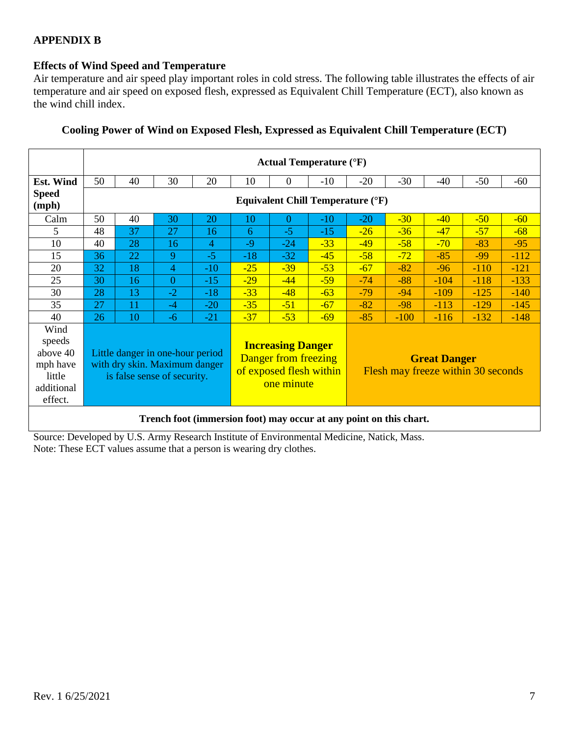## APPENDIX B

### Effects of Wind Speed and Temperature

Air temperature and air speed play important roles in cold stress. The following table illustrates the effects of air temperature and air speed on exposed flesh, expressed as Equivalent Chill Temperature (ECT), also known as the wind chill index.

**Cooling Power of Wind on Exposed Flesh, Expressed as Equivalent Chill Temperature (ECT)**

| | Actual Temperature (°F) | | | | | | | | | | | |
|---|---|---|---|---|---|---|---|---|---|---|---|---|
| **Est. Wind Speed (mph)** | 50 | 40 | 30 | 20 | 10 | 0 | -10 | -20 | -30 | -40 | -50 | -60 |
| | **Equivalent Chill Temperature (°F)** | | | | | | | | | | | |
| Calm | 50 | 40 | 30 | 20 | 10 | 0 | -10 | -20 | -30 | -40 | -50 | -60 |
| 5 | 48 | 37 | 27 | 16 | 6 | -5 | -15 | -26 | -36 | -47 | -57 | -68 |
| 10 | 40 | 28 | 16 | 4 | -9 | -24 | -33 | -49 | -58 | -70 | -83 | -95 |
| 15 | 36 | 22 | 9 | -5 | -18 | -32 | -45 | -58 | -72 | -85 | -99 | -112 |
| 20 | 32 | 18 | 4 | -10 | -25 | -39 | -53 | -67 | -82 | -96 | -110 | -121 |
| 25 | 30 | 16 | 0 | -15 | -29 | -44 | -59 | -74 | -88 | -104 | -118 | -133 |
| 30 | 28 | 13 | -2 | -18 | -33 | -48 | -63 | -79 | -94 | -109 | -125 | -140 |
| 35 | 27 | 11 | -4 | -20 | -35 | -51 | -67 | -82 | -98 | -113 | -129 | -145 |
| 40 | 26 | 10 | -6 | -21 | -37 | -53 | -69 | -85 | -100 | -116 | -132 | -148 |
| Wind speeds above 40 mph have little additional effect. | Little danger in one-hour period with dry skin. Maximum danger is false sense of security. | | | | **Increasing Danger** Danger from freezing of exposed flesh within one minute | | | **Great Danger** Flesh may freeze within 30 seconds | | | | |
| **Trench foot (immersion foot) may occur at any point on this chart.** | | | | | | | | | | | | |

Source: Developed by U.S. Army Research Institute of Environmental Medicine, Natick, Mass.
Note: These ECT values assume that a person is wearing dry clothes.

Rev. 1 6/25/2021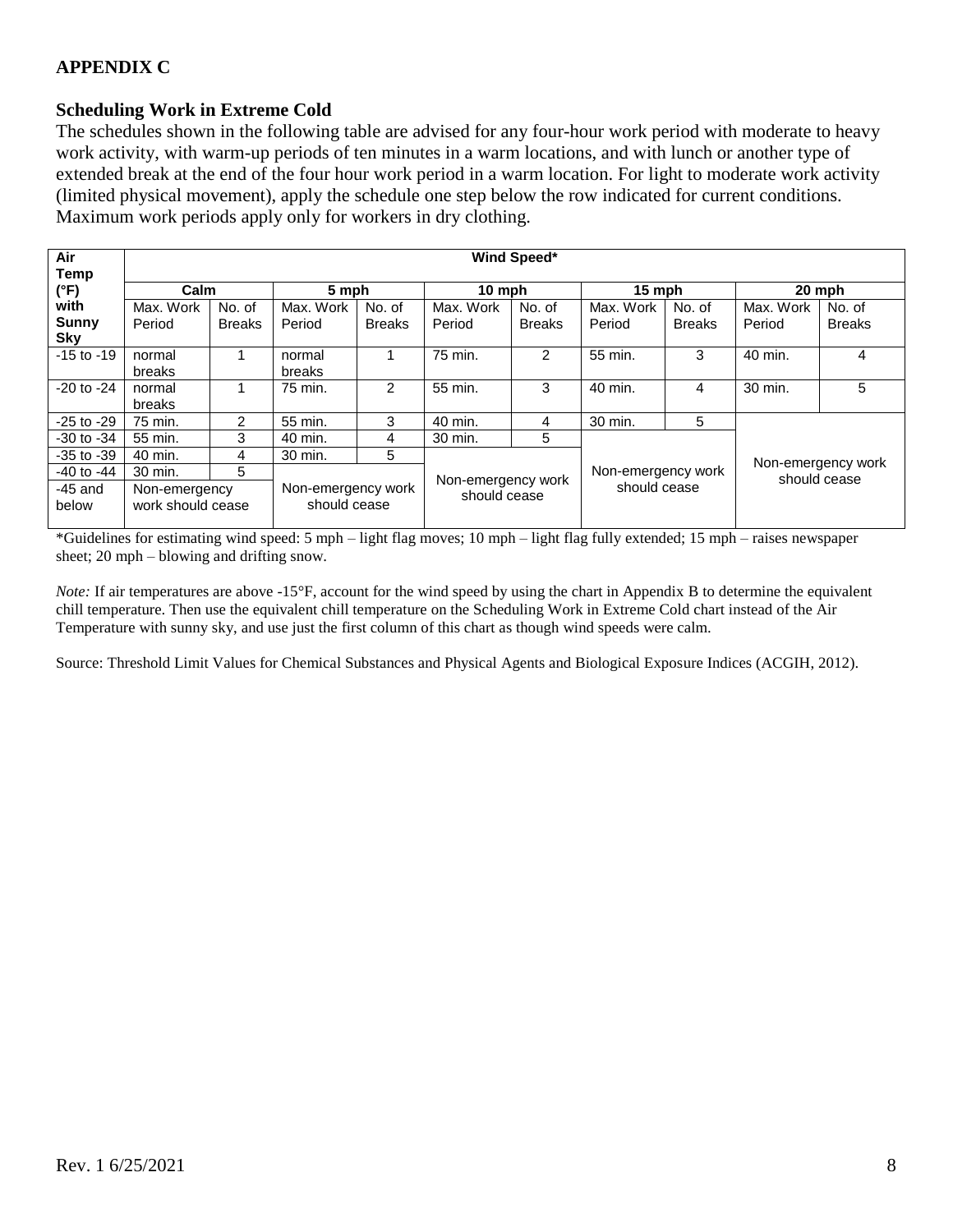## APPENDIX C

### Scheduling Work in Extreme Cold

The schedules shown in the following table are advised for any four-hour work period with moderate to heavy work activity, with warm-up periods of ten minutes in a warm locations, and with lunch or another type of extended break at the end of the four hour work period in a warm location. For light to moderate work activity (limited physical movement), apply the schedule one step below the row indicated for current conditions. Maximum work periods apply only for workers in dry clothing.

| Air Temp (°F) with Sunny Sky | Wind Speed* | | | | | | | | | |
|---|---|---|---|---|---|---|---|---|---|---|
| | Calm | | 5 mph | | 10 mph | | 15 mph | | 20 mph | |
| | Max. Work Period | No. of Breaks | Max. Work Period | No. of Breaks | Max. Work Period | No. of Breaks | Max. Work Period | No. of Breaks | Max. Work Period | No. of Breaks |
| -15 to -19 | normal breaks | 1 | normal breaks | 1 | 75 min. | 2 | 55 min. | 3 | 40 min. | 4 |
| -20 to -24 | normal breaks | 1 | 75 min. | 2 | 55 min. | 3 | 40 min. | 4 | 30 min. | 5 |
| -25 to -29 | 75 min. | 2 | 55 min. | 3 | 40 min. | 4 | 30 min. | 5 | Non-emergency work should cease | |
| -30 to -34 | 55 min. | 3 | 40 min. | 4 | 30 min. | 5 | Non-emergency work should cease | | | |
| -35 to -39 | 40 min. | 4 | 30 min. | 5 | Non-emergency work should cease | | | | | |
| -40 to -44 | 30 min. | 5 | Non-emergency work should cease | | | | | | | |
| -45 and below | Non-emergency work should cease | | | | | | | | | |

*Guidelines for estimating wind speed: 5 mph – light flag moves; 10 mph – light flag fully extended; 15 mph – raises newspaper sheet; 20 mph – blowing and drifting snow.

*Note:* If air temperatures are above -15°F, account for the wind speed by using the chart in Appendix B to determine the equivalent chill temperature. Then use the equivalent chill temperature on the Scheduling Work in Extreme Cold chart instead of the Air Temperature with sunny sky, and use just the first column of this chart as though wind speeds were calm.

Source: Threshold Limit Values for Chemical Substances and Physical Agents and Biological Exposure Indices (ACGIH, 2012).

Rev. 1 6/25/2021